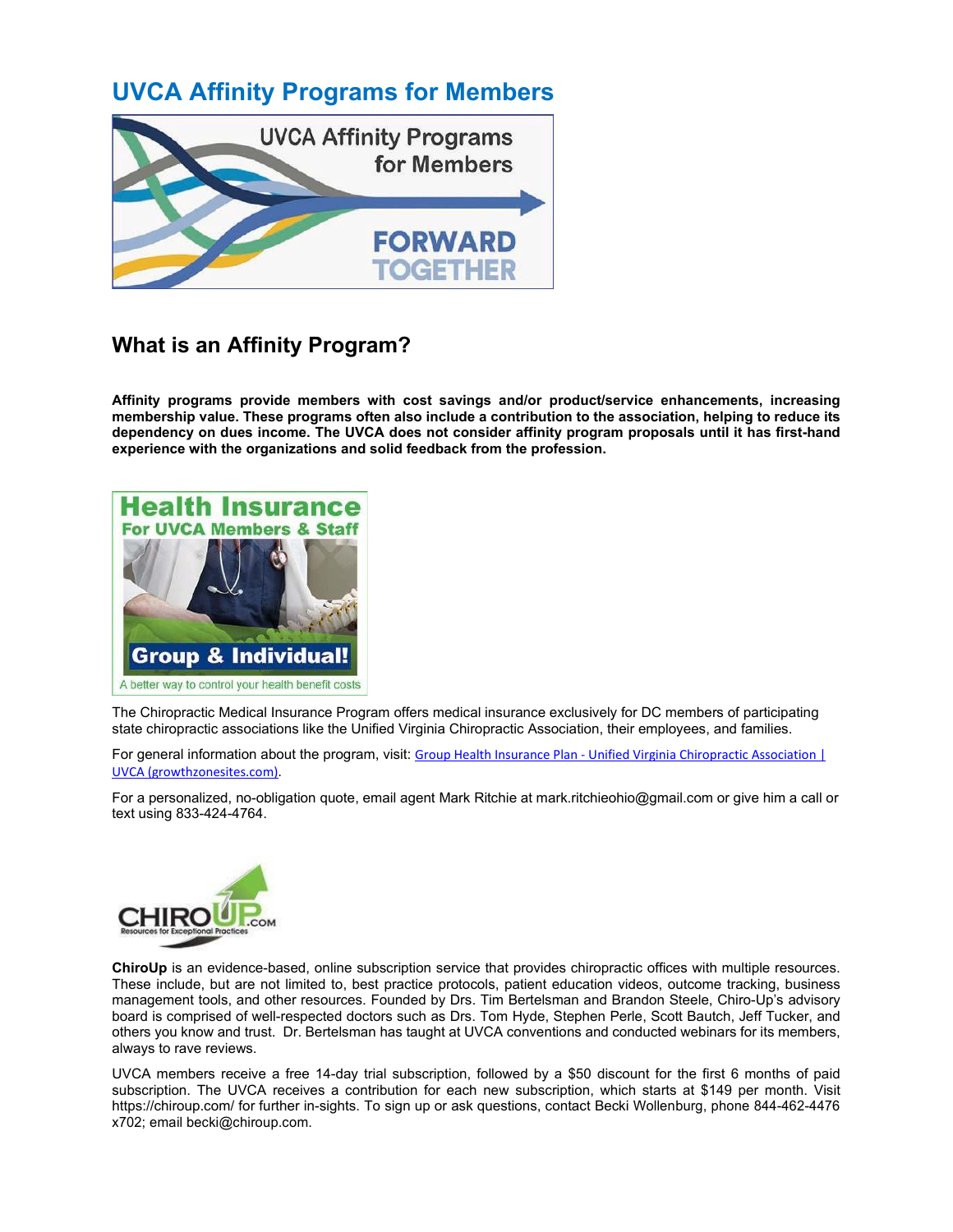# UVCA Affinity Programs for Members

## What is an Affinity Program?

**Affinity programs provide members with cost savings and/or product/service enhancements, increasing membership value. These programs often also include a contribution to the association, helping to reduce its dependency on dues income. The UVCA does not consider affinity program proposals until it has first-hand experience with the organizations and solid feedback from the profession.**

The Chiropractic Medical Insurance Program offers medical insurance exclusively for DC members of participating state chiropractic associations like the Unified Virginia Chiropractic Association, their employees, and families.

For general information about the program, visit: Group Health Insurance Plan - Unified Virginia Chiropractic Association | UVCA (growthzonesites.com).

For a personalized, no-obligation quote, email agent Mark Ritchie at mark.ritchieohio@gmail.com or give him a call or text using 833-424-4764.

**ChiroUp** is an evidence-based, online subscription service that provides chiropractic offices with multiple resources. These include, but are not limited to, best practice protocols, patient education videos, outcome tracking, business management tools, and other resources. Founded by Drs. Tim Bertelsman and Brandon Steele, Chiro-Up's advisory board is comprised of well-respected doctors such as Drs. Tom Hyde, Stephen Perle, Scott Bautch, Jeff Tucker, and others you know and trust. Dr. Bertelsman has taught at UVCA conventions and conducted webinars for its members, always to rave reviews.

UVCA members receive a free 14-day trial subscription, followed by a $50 discount for the first 6 months of paid subscription. The UVCA receives a contribution for each new subscription, which starts at $149 per month. Visit https://chiroup.com/ for further in-sights. To sign up or ask questions, contact Becki Wollenburg, phone 844-462-4476 x702; email becki@chiroup.com.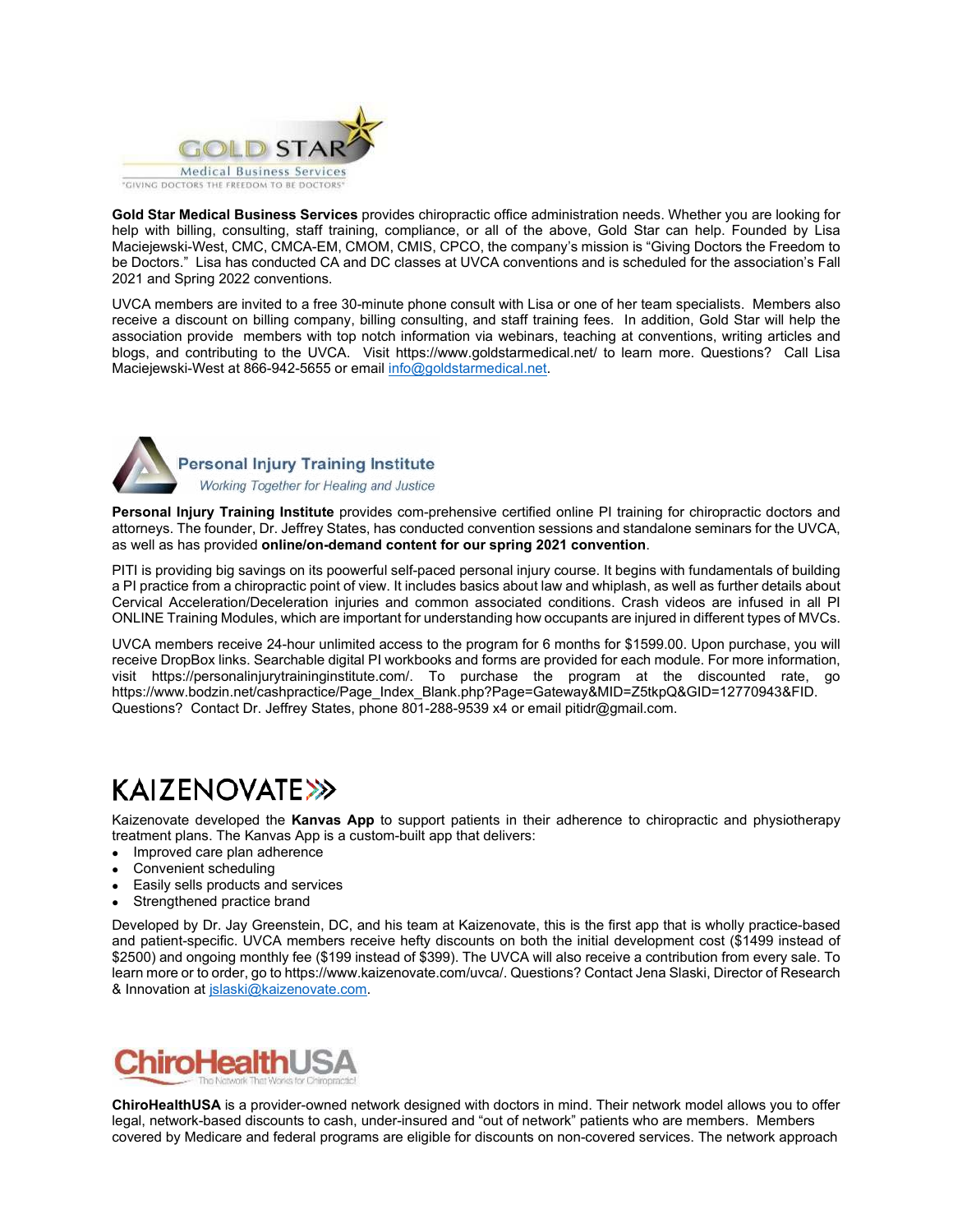**Gold Star Medical Business Services** provides chiropractic office administration needs. Whether you are looking for help with billing, consulting, staff training, compliance, or all of the above, Gold Star can help. Founded by Lisa Maciejewski-West, CMC, CMCA-EM, CMOM, CMIS, CPCO, the company's mission is "Giving Doctors the Freedom to be Doctors." Lisa has conducted CA and DC classes at UVCA conventions and is scheduled for the association's Fall 2021 and Spring 2022 conventions.

UVCA members are invited to a free 30-minute phone consult with Lisa or one of her team specialists. Members also receive a discount on billing company, billing consulting, and staff training fees. In addition, Gold Star will help the association provide members with top notch information via webinars, teaching at conventions, writing articles and blogs, and contributing to the UVCA. Visit https://www.goldstarmedical.net/ to learn more. Questions? Call Lisa Maciejewski-West at 866-942-5655 or email info@goldstarmedical.net.

**Personal Injury Training Institute** provides com-prehensive certified online PI training for chiropractic doctors and attorneys. The founder, Dr. Jeffrey States, has conducted convention sessions and standalone seminars for the UVCA, as well as has provided **online/on-demand content for our spring 2021 convention**.

PITI is providing big savings on its poowerful self-paced personal injury course. It begins with fundamentals of building a PI practice from a chiropractic point of view. It includes basics about law and whiplash, as well as further details about Cervical Acceleration/Deceleration injuries and common associated conditions. Crash videos are infused in all PI ONLINE Training Modules, which are important for understanding how occupants are injured in different types of MVCs.

UVCA members receive 24-hour unlimited access to the program for 6 months for $1599.00. Upon purchase, you will receive DropBox links. Searchable digital PI workbooks and forms are provided for each module. For more information, visit https://personalinjurytraininginstitute.com/. To purchase the program at the discounted rate, go https://www.bodzin.net/cashpractice/Page_Index_Blank.php?Page=Gateway&MID=Z5tkpQ&GID=12770943&FID. Questions? Contact Dr. Jeffrey States, phone 801-288-9539 x4 or email pitidr@gmail.com.

# KAIZENOVATE

Kaizenovate developed the **Kanvas App** to support patients in their adherence to chiropractic and physiotherapy treatment plans. The Kanvas App is a custom-built app that delivers:

- Improved care plan adherence
- Convenient scheduling
- Easily sells products and services
- Strengthened practice brand

Developed by Dr. Jay Greenstein, DC, and his team at Kaizenovate, this is the first app that is wholly practice-based and patient-specific. UVCA members receive hefty discounts on both the initial development cost ($1499 instead of $2500) and ongoing monthly fee ($199 instead of $399). The UVCA will also receive a contribution from every sale. To learn more or to order, go to https://www.kaizenovate.com/uvca/. Questions? Contact Jena Slaski, Director of Research & Innovation at jslaski@kaizenovate.com.

**ChiroHealthUSA** is a provider-owned network designed with doctors in mind. Their network model allows you to offer legal, network-based discounts to cash, under-insured and "out of network" patients who are members. Members covered by Medicare and federal programs are eligible for discounts on non-covered services. The network approach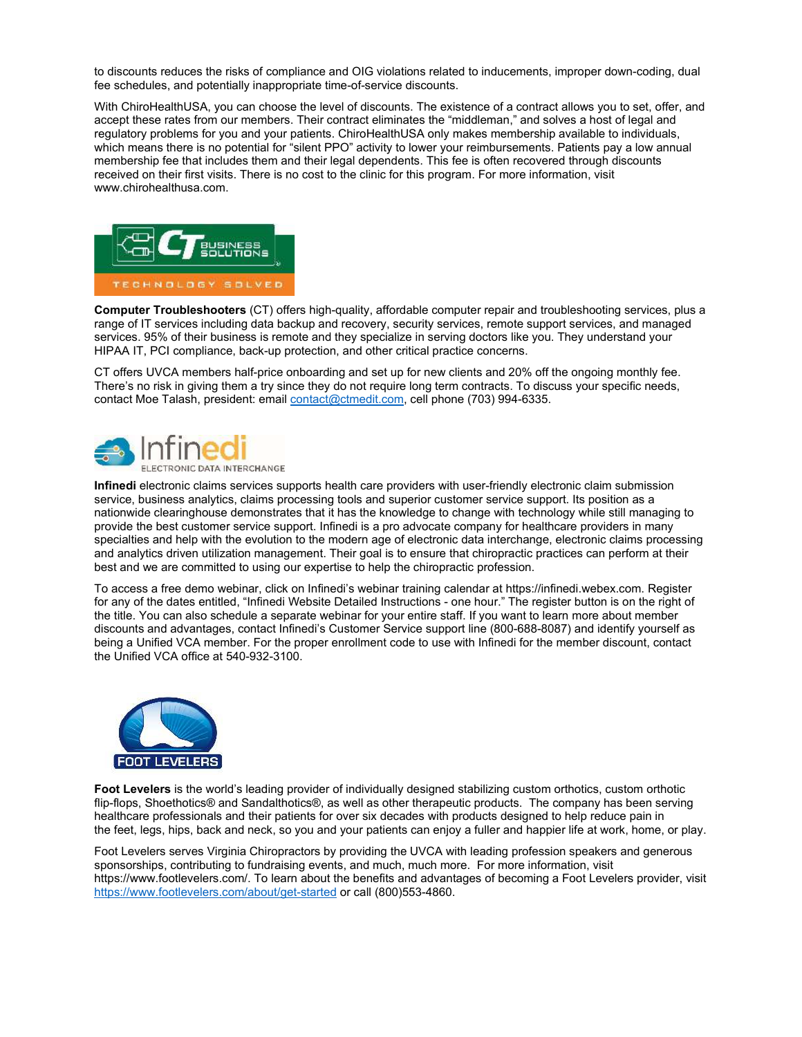to discounts reduces the risks of compliance and OIG violations related to inducements, improper down-coding, dual fee schedules, and potentially inappropriate time-of-service discounts.

With ChiroHealthUSA, you can choose the level of discounts. The existence of a contract allows you to set, offer, and accept these rates from our members. Their contract eliminates the "middleman," and solves a host of legal and regulatory problems for you and your patients. ChiroHealthUSA only makes membership available to individuals, which means there is no potential for "silent PPO" activity to lower your reimbursements. Patients pay a low annual membership fee that includes them and their legal dependents. This fee is often recovered through discounts received on their first visits. There is no cost to the clinic for this program. For more information, visit www.chirohealthusa.com.

**Computer Troubleshooters** (CT) offers high-quality, affordable computer repair and troubleshooting services, plus a range of IT services including data backup and recovery, security services, remote support services, and managed services. 95% of their business is remote and they specialize in serving doctors like you. They understand your HIPAA IT, PCI compliance, back-up protection, and other critical practice concerns.

CT offers UVCA members half-price onboarding and set up for new clients and 20% off the ongoing monthly fee. There's no risk in giving them a try since they do not require long term contracts. To discuss your specific needs, contact Moe Talash, president: email contact@ctmedit.com, cell phone (703) 994-6335.

**Infinedi** electronic claims services supports health care providers with user-friendly electronic claim submission service, business analytics, claims processing tools and superior customer service support. Its position as a nationwide clearinghouse demonstrates that it has the knowledge to change with technology while still managing to provide the best customer service support. Infinedi is a pro advocate company for healthcare providers in many specialties and help with the evolution to the modern age of electronic data interchange, electronic claims processing and analytics driven utilization management. Their goal is to ensure that chiropractic practices can perform at their best and we are committed to using our expertise to help the chiropractic profession.

To access a free demo webinar, click on Infinedi's webinar training calendar at https://infinedi.webex.com. Register for any of the dates entitled, "Infinedi Website Detailed Instructions - one hour." The register button is on the right of the title. You can also schedule a separate webinar for your entire staff. If you want to learn more about member discounts and advantages, contact Infinedi's Customer Service support line (800-688-8087) and identify yourself as being a Unified VCA member. For the proper enrollment code to use with Infinedi for the member discount, contact the Unified VCA office at 540-932-3100.

**Foot Levelers** is the world's leading provider of individually designed stabilizing custom orthotics, custom orthotic flip-flops, Shoethotics® and Sandalthotics®, as well as other therapeutic products. The company has been serving healthcare professionals and their patients for over six decades with products designed to help reduce pain in the feet, legs, hips, back and neck, so you and your patients can enjoy a fuller and happier life at work, home, or play.

Foot Levelers serves Virginia Chiropractors by providing the UVCA with leading profession speakers and generous sponsorships, contributing to fundraising events, and much, much more. For more information, visit https://www.footlevelers.com/. To learn about the benefits and advantages of becoming a Foot Levelers provider, visit https://www.footlevelers.com/about/get-started or call (800)553-4860.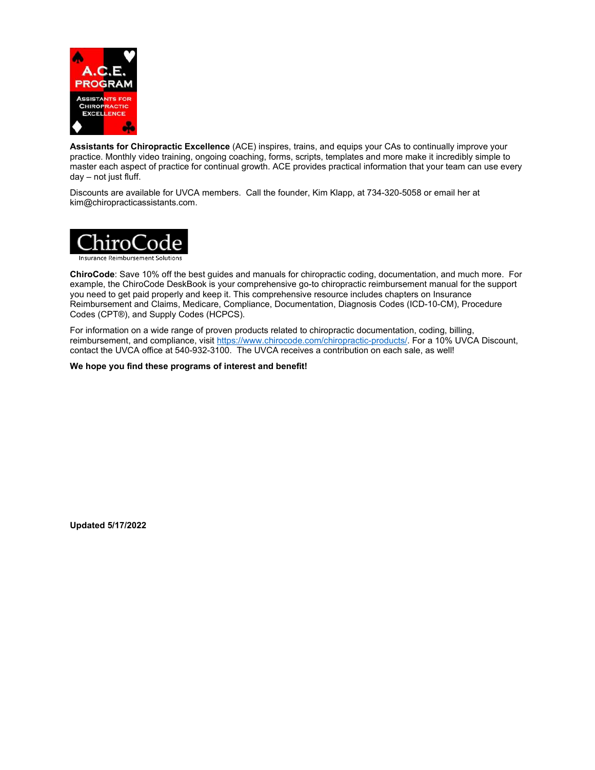**Assistants for Chiropractic Excellence** (ACE) inspires, trains, and equips your CAs to continually improve your practice. Monthly video training, ongoing coaching, forms, scripts, templates and more make it incredibly simple to master each aspect of practice for continual growth. ACE provides practical information that your team can use every day – not just fluff.

Discounts are available for UVCA members. Call the founder, Kim Klapp, at 734-320-5058 or email her at kim@chiropracticassistants.com.

**ChiroCode**: Save 10% off the best guides and manuals for chiropractic coding, documentation, and much more. For example, the ChiroCode DeskBook is your comprehensive go-to chiropractic reimbursement manual for the support you need to get paid properly and keep it. This comprehensive resource includes chapters on Insurance Reimbursement and Claims, Medicare, Compliance, Documentation, Diagnosis Codes (ICD-10-CM), Procedure Codes (CPT®), and Supply Codes (HCPCS).

For information on a wide range of proven products related to chiropractic documentation, coding, billing, reimbursement, and compliance, visit https://www.chirocode.com/chiropractic-products/. For a 10% UVCA Discount, contact the UVCA office at 540-932-3100. The UVCA receives a contribution on each sale, as well!

**We hope you find these programs of interest and benefit!**

**Updated 5/17/2022**